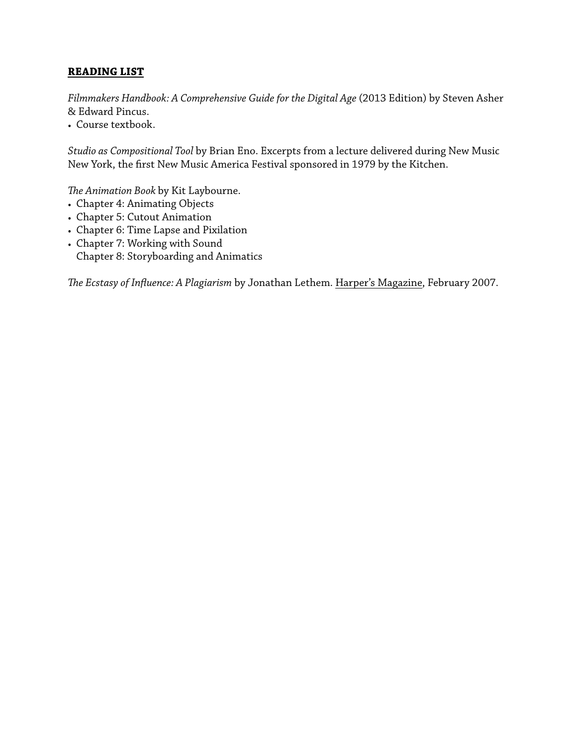**<u>READING LIST</u>**

*Filmmakers Handbook: A Comprehensive Guide for the Digital Age* (2013 Edition) by Steven Asher & Edward Pincus.

- Course textbook.

*Studio as Compositional Tool* by Brian Eno. Excerpts from a lecture delivered during New Music New York, the first New Music America Festival sponsored in 1979 by the Kitchen.

*The Animation Book* by Kit Laybourne.

- Chapter 4: Animating Objects
- Chapter 5: Cutout Animation
- Chapter 6: Time Lapse and Pixilation
- Chapter 7: Working with Sound
  Chapter 8: Storyboarding and Animatics

*The Ecstasy of Influence: A Plagiarism* by Jonathan Lethem. <u>Harper's Magazine</u>, February 2007.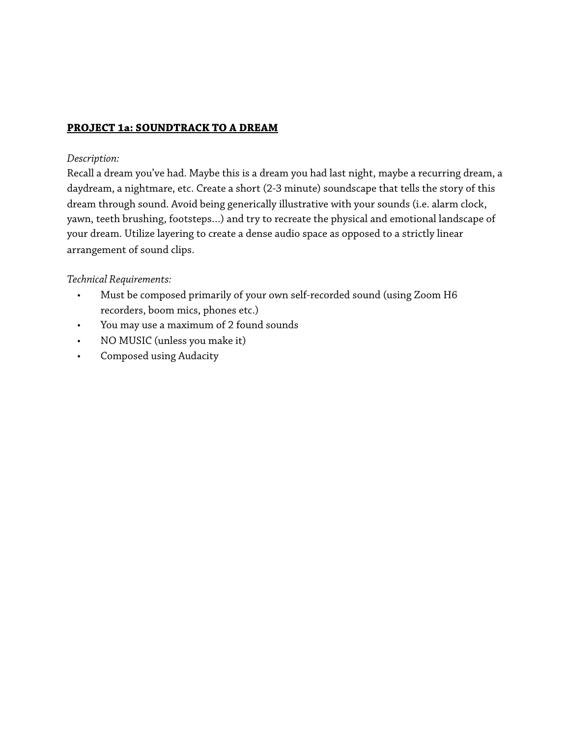## **PROJECT 1a: SOUNDTRACK TO A DREAM**

*Description:*

Recall a dream you've had. Maybe this is a dream you had last night, maybe a recurring dream, a daydream, a nightmare, etc. Create a short (2-3 minute) soundscape that tells the story of this dream through sound. Avoid being generically illustrative with your sounds (i.e. alarm clock, yawn, teeth brushing, footsteps…) and try to recreate the physical and emotional landscape of your dream. Utilize layering to create a dense audio space as opposed to a strictly linear arrangement of sound clips.

*Technical Requirements:*

- Must be composed primarily of your own self-recorded sound (using Zoom H6 recorders, boom mics, phones etc.)
- You may use a maximum of 2 found sounds
- NO MUSIC (unless you make it)
- Composed using Audacity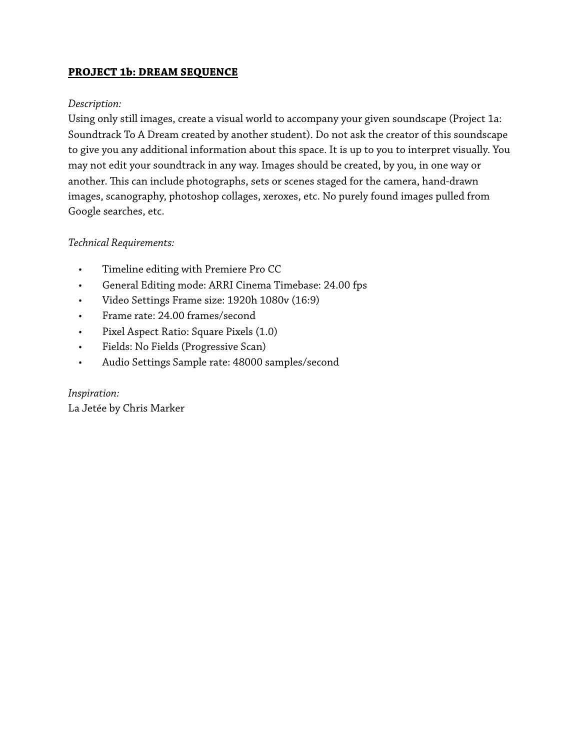**PROJECT 1b: DREAM SEQUENCE**

*Description:*

Using only still images, create a visual world to accompany your given soundscape (Project 1a: Soundtrack To A Dream created by another student). Do not ask the creator of this soundscape to give you any additional information about this space. It is up to you to interpret visually. You may not edit your soundtrack in any way. Images should be created, by you, in one way or another. This can include photographs, sets or scenes staged for the camera, hand-drawn images, scanography, photoshop collages, xeroxes, etc. No purely found images pulled from Google searches, etc.

*Technical Requirements:*

- Timeline editing with Premiere Pro CC
- General Editing mode: ARRI Cinema Timebase: 24.00 fps
- Video Settings Frame size: 1920h 1080v (16:9)
- Frame rate: 24.00 frames/second
- Pixel Aspect Ratio: Square Pixels (1.0)
- Fields: No Fields (Progressive Scan)
- Audio Settings Sample rate: 48000 samples/second

*Inspiration:*

La Jetée by Chris Marker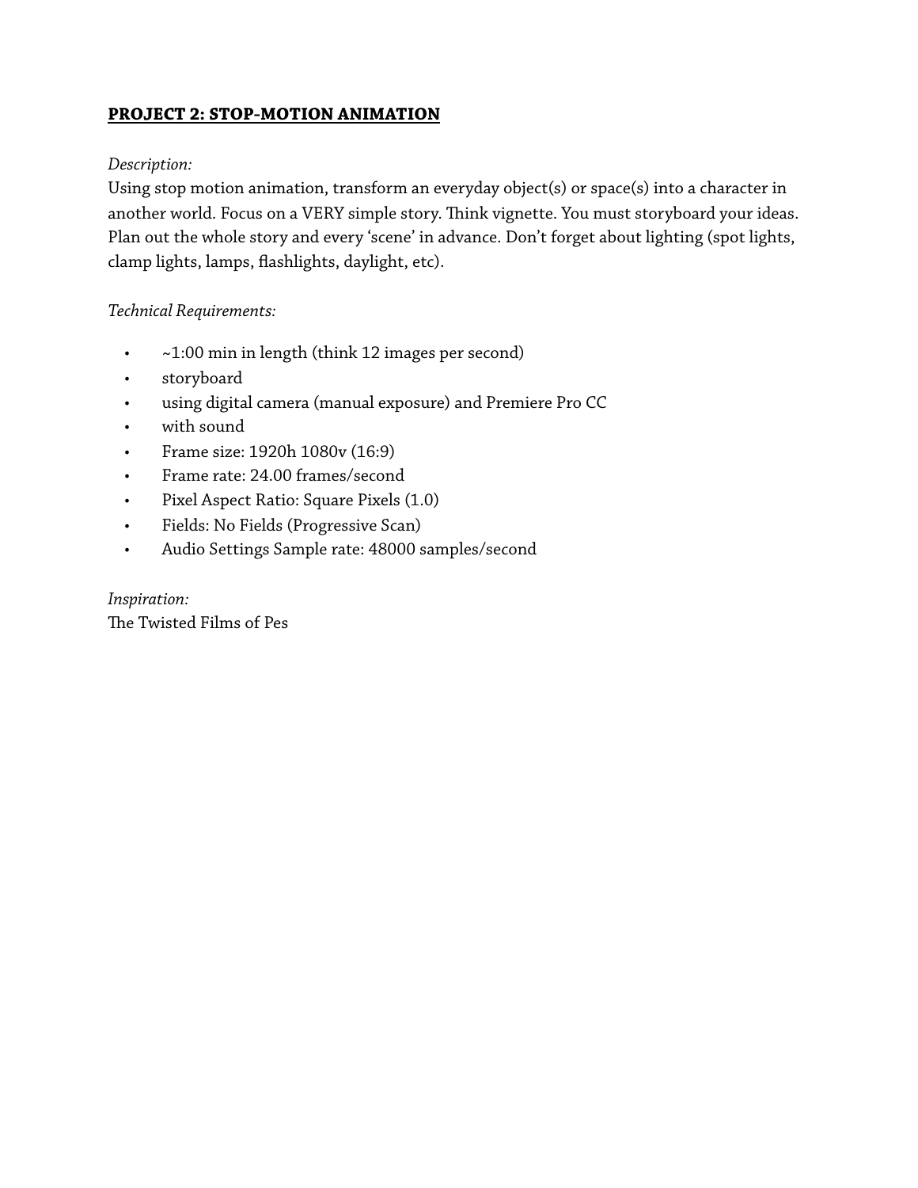## **PROJECT 2: STOP-MOTION ANIMATION**

*Description:*

Using stop motion animation, transform an everyday object(s) or space(s) into a character in another world. Focus on a VERY simple story. Think vignette. You must storyboard your ideas. Plan out the whole story and every 'scene' in advance. Don't forget about lighting (spot lights, clamp lights, lamps, flashlights, daylight, etc).

*Technical Requirements:*

- ~1:00 min in length (think 12 images per second)
- storyboard
- using digital camera (manual exposure) and Premiere Pro CC
- with sound
- Frame size: 1920h 1080v (16:9)
- Frame rate: 24.00 frames/second
- Pixel Aspect Ratio: Square Pixels (1.0)
- Fields: No Fields (Progressive Scan)
- Audio Settings Sample rate: 48000 samples/second

*Inspiration:*

The Twisted Films of Pes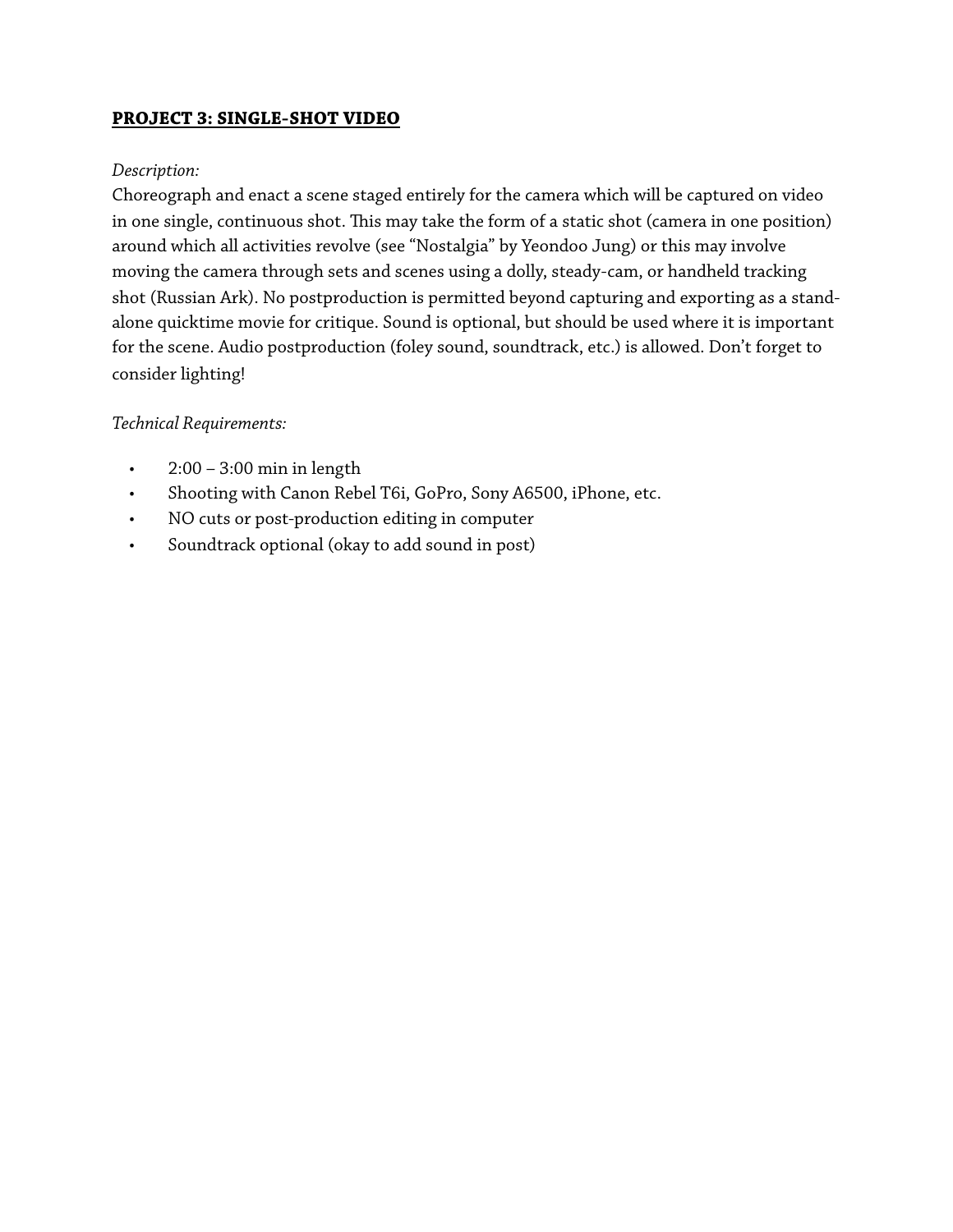## **PROJECT 3: SINGLE-SHOT VIDEO**

*Description:*

Choreograph and enact a scene staged entirely for the camera which will be captured on video in one single, continuous shot. This may take the form of a static shot (camera in one position) around which all activities revolve (see "Nostalgia" by Yeondoo Jung) or this may involve moving the camera through sets and scenes using a dolly, steady-cam, or handheld tracking shot (Russian Ark). No postproduction is permitted beyond capturing and exporting as a stand-alone quicktime movie for critique. Sound is optional, but should be used where it is important for the scene. Audio postproduction (foley sound, soundtrack, etc.) is allowed. Don't forget to consider lighting!

*Technical Requirements:*

- 2:00 – 3:00 min in length
- Shooting with Canon Rebel T6i, GoPro, Sony A6500, iPhone, etc.
- NO cuts or post-production editing in computer
- Soundtrack optional (okay to add sound in post)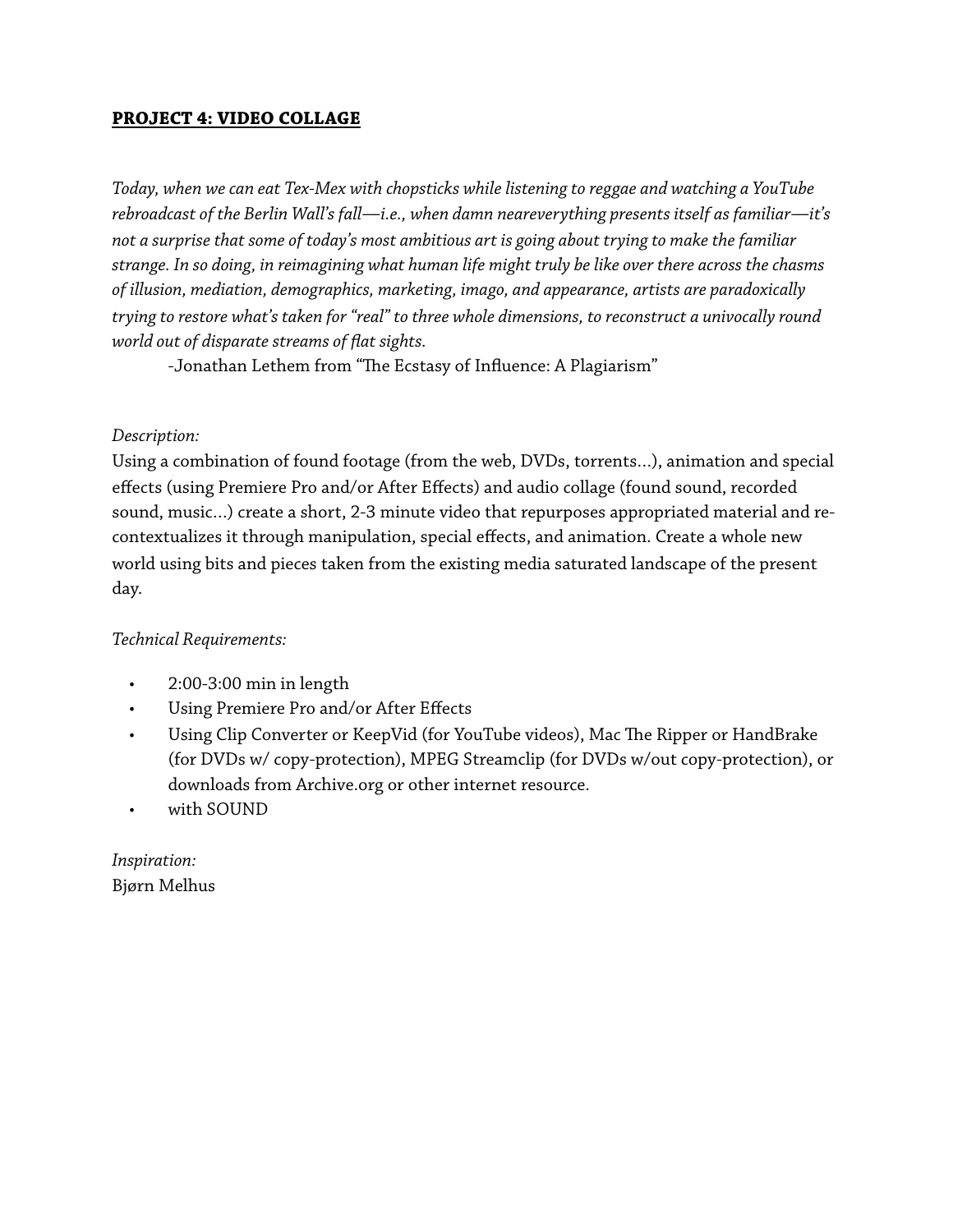**PROJECT 4: VIDEO COLLAGE**

*Today, when we can eat Tex-Mex with chopsticks while listening to reggae and watching a YouTube rebroadcast of the Berlin Wall's fall—i.e., when damn neareverything presents itself as familiar—it's not a surprise that some of today's most ambitious art is going about trying to make the familiar strange. In so doing, in reimagining what human life might truly be like over there across the chasms of illusion, mediation, demographics, marketing, imago, and appearance, artists are paradoxically trying to restore what's taken for "real" to three whole dimensions, to reconstruct a univocally round world out of disparate streams of flat sights.*

-Jonathan Lethem from "The Ecstasy of Influence: A Plagiarism"

*Description:*

Using a combination of found footage (from the web, DVDs, torrents…), animation and special effects (using Premiere Pro and/or After Effects) and audio collage (found sound, recorded sound, music…) create a short, 2-3 minute video that repurposes appropriated material and re-contextualizes it through manipulation, special effects, and animation. Create a whole new world using bits and pieces taken from the existing media saturated landscape of the present day.

*Technical Requirements:*

- 2:00-3:00 min in length
- Using Premiere Pro and/or After Effects
- Using Clip Converter or KeepVid (for YouTube videos), Mac The Ripper or HandBrake (for DVDs w/ copy-protection), MPEG Streamclip (for DVDs w/out copy-protection), or downloads from Archive.org or other internet resource.
- with SOUND

*Inspiration:*

Bjørn Melhus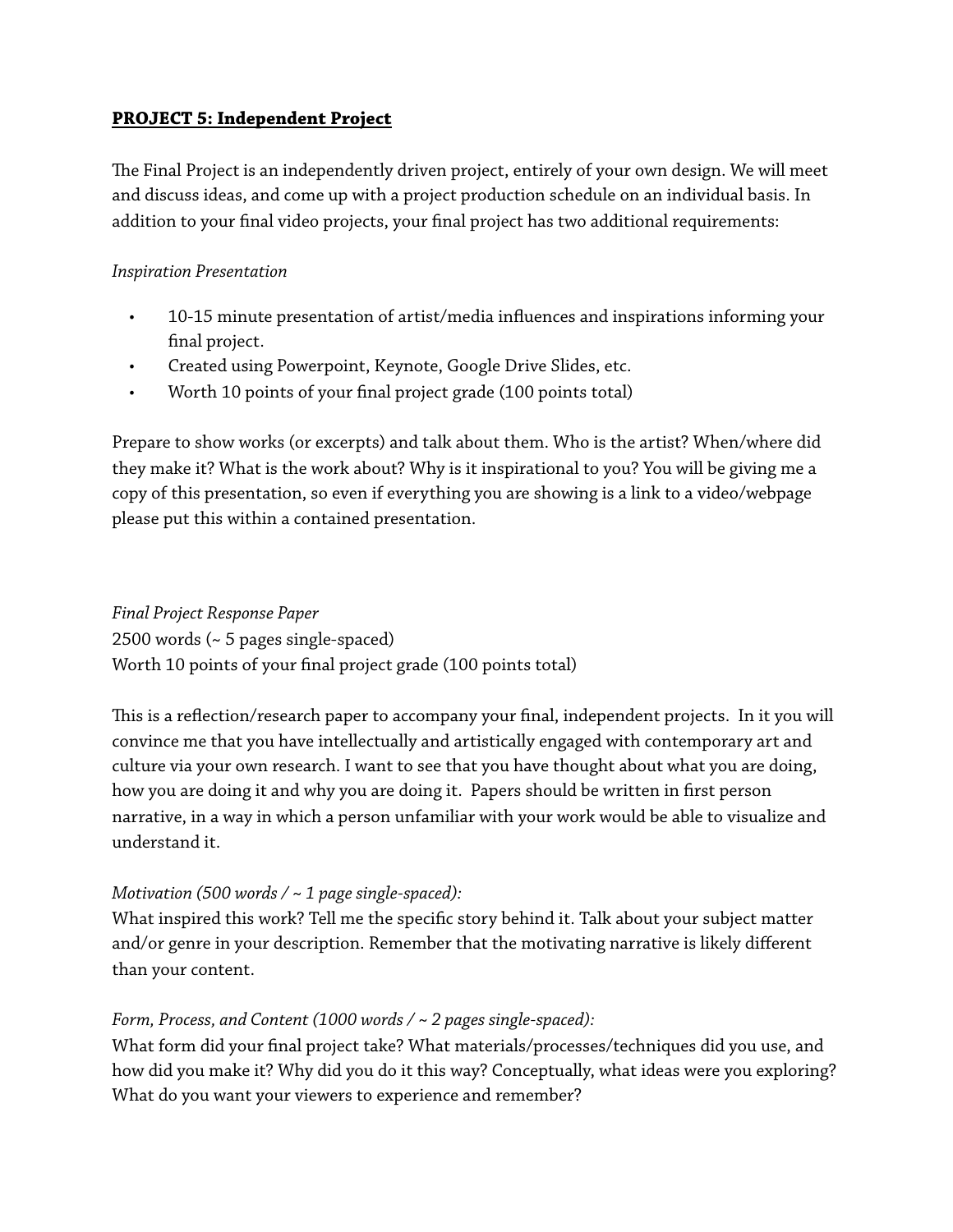## **PROJECT 5: Independent Project**

The Final Project is an independently driven project, entirely of your own design. We will meet and discuss ideas, and come up with a project production schedule on an individual basis. In addition to your final video projects, your final project has two additional requirements:

*Inspiration Presentation*

- 10-15 minute presentation of artist/media influences and inspirations informing your final project.
- Created using Powerpoint, Keynote, Google Drive Slides, etc.
- Worth 10 points of your final project grade (100 points total)

Prepare to show works (or excerpts) and talk about them. Who is the artist? When/where did they make it? What is the work about? Why is it inspirational to you? You will be giving me a copy of this presentation, so even if everything you are showing is a link to a video/webpage please put this within a contained presentation.

*Final Project Response Paper*
2500 words (~ 5 pages single-spaced)
Worth 10 points of your final project grade (100 points total)

This is a reflection/research paper to accompany your final, independent projects. In it you will convince me that you have intellectually and artistically engaged with contemporary art and culture via your own research. I want to see that you have thought about what you are doing, how you are doing it and why you are doing it. Papers should be written in first person narrative, in a way in which a person unfamiliar with your work would be able to visualize and understand it.

*Motivation (500 words / ~ 1 page single-spaced):*
What inspired this work? Tell me the specific story behind it. Talk about your subject matter and/or genre in your description. Remember that the motivating narrative is likely different than your content.

*Form, Process, and Content (1000 words / ~ 2 pages single-spaced):*
What form did your final project take? What materials/processes/techniques did you use, and how did you make it? Why did you do it this way? Conceptually, what ideas were you exploring? What do you want your viewers to experience and remember?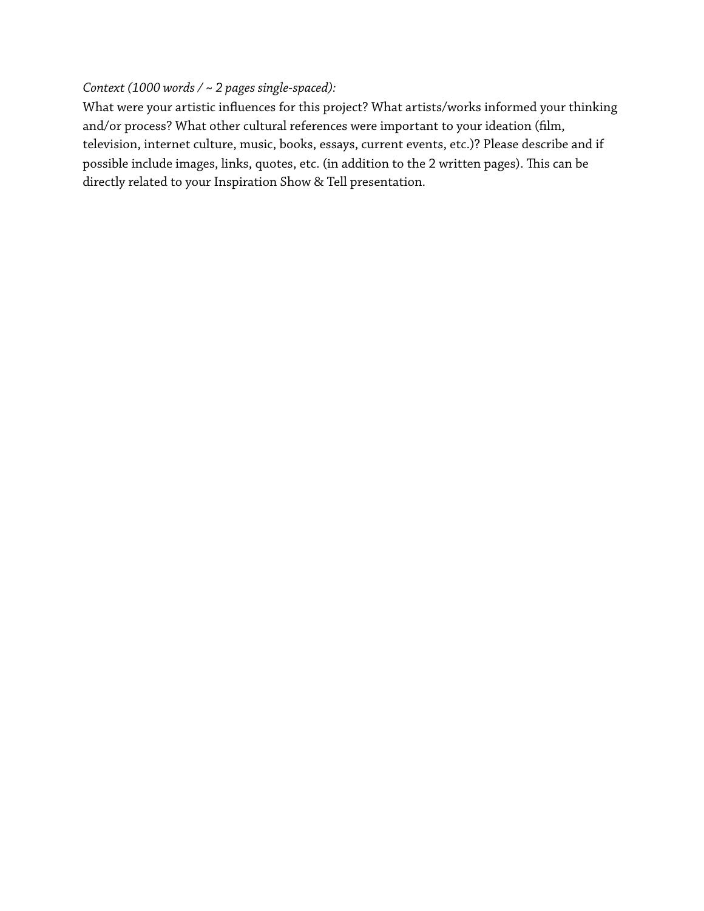*Context (1000 words / ~ 2 pages single-spaced):*

What were your artistic influences for this project? What artists/works informed your thinking and/or process? What other cultural references were important to your ideation (film, television, internet culture, music, books, essays, current events, etc.)? Please describe and if possible include images, links, quotes, etc. (in addition to the 2 written pages). This can be directly related to your Inspiration Show & Tell presentation.